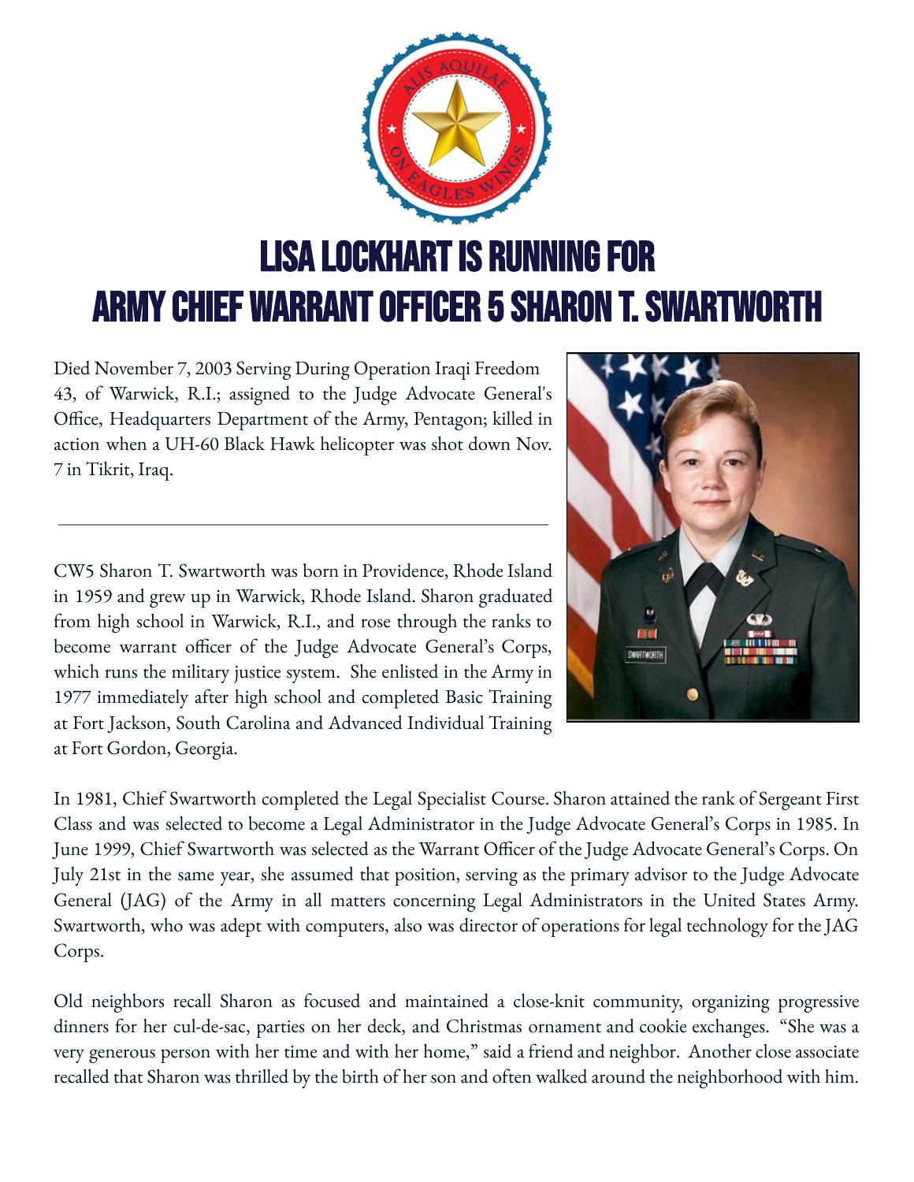# LISA LOCKHART IS RUNNING FOR ARMY CHIEF WARRANT OFFICER 5 SHARON T. SWARTWORTH

Died November 7, 2003 Serving During Operation Iraqi Freedom
43, of Warwick, R.I.; assigned to the Judge Advocate General's Office, Headquarters Department of the Army, Pentagon; killed in action when a UH-60 Black Hawk helicopter was shot down Nov. 7 in Tikrit, Iraq.

---

CW5 Sharon T. Swartworth was born in Providence, Rhode Island in 1959 and grew up in Warwick, Rhode Island. Sharon graduated from high school in Warwick, R.I., and rose through the ranks to become warrant officer of the Judge Advocate General's Corps, which runs the military justice system. She enlisted in the Army in 1977 immediately after high school and completed Basic Training at Fort Jackson, South Carolina and Advanced Individual Training at Fort Gordon, Georgia.

In 1981, Chief Swartworth completed the Legal Specialist Course. Sharon attained the rank of Sergeant First Class and was selected to become a Legal Administrator in the Judge Advocate General's Corps in 1985. In June 1999, Chief Swartworth was selected as the Warrant Officer of the Judge Advocate General's Corps. On July 21st in the same year, she assumed that position, serving as the primary advisor to the Judge Advocate General (JAG) of the Army in all matters concerning Legal Administrators in the United States Army. Swartworth, who was adept with computers, also was director of operations for legal technology for the JAG Corps.

Old neighbors recall Sharon as focused and maintained a close-knit community, organizing progressive dinners for her cul-de-sac, parties on her deck, and Christmas ornament and cookie exchanges. "She was a very generous person with her time and with her home," said a friend and neighbor. Another close associate recalled that Sharon was thrilled by the birth of her son and often walked around the neighborhood with him.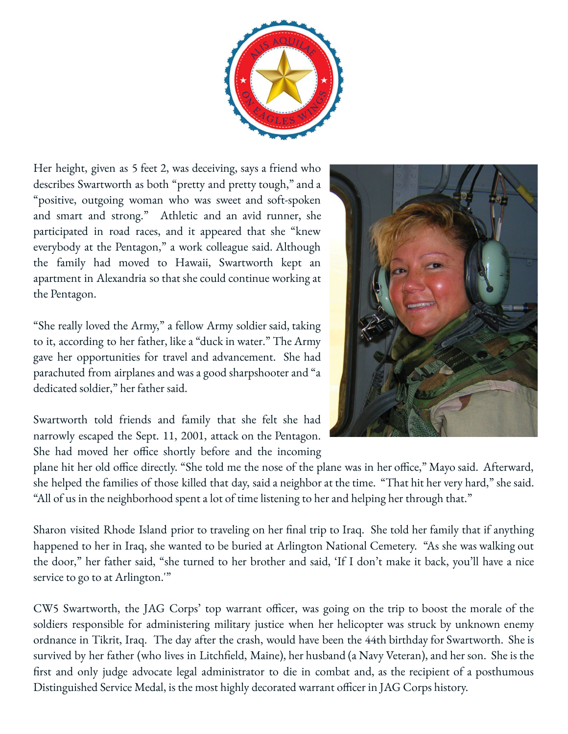Her height, given as 5 feet 2, was deceiving, says a friend who describes Swartworth as both "pretty and pretty tough," and a "positive, outgoing woman who was sweet and soft-spoken and smart and strong." Athletic and an avid runner, she participated in road races, and it appeared that she "knew everybody at the Pentagon," a work colleague said. Although the family had moved to Hawaii, Swartworth kept an apartment in Alexandria so that she could continue working at the Pentagon.

"She really loved the Army," a fellow Army soldier said, taking to it, according to her father, like a "duck in water." The Army gave her opportunities for travel and advancement. She had parachuted from airplanes and was a good sharpshooter and "a dedicated soldier," her father said.

Swartworth told friends and family that she felt she had narrowly escaped the Sept. 11, 2001, attack on the Pentagon. She had moved her office shortly before and the incoming plane hit her old office directly. "She told me the nose of the plane was in her office," Mayo said. Afterward, she helped the families of those killed that day, said a neighbor at the time. "That hit her very hard," she said. "All of us in the neighborhood spent a lot of time listening to her and helping her through that."

Sharon visited Rhode Island prior to traveling on her final trip to Iraq. She told her family that if anything happened to her in Iraq, she wanted to be buried at Arlington National Cemetery. "As she was walking out the door," her father said, "she turned to her brother and said, 'If I don't make it back, you'll have a nice service to go to at Arlington.'"

CW5 Swartworth, the JAG Corps' top warrant officer, was going on the trip to boost the morale of the soldiers responsible for administering military justice when her helicopter was struck by unknown enemy ordnance in Tikrit, Iraq. The day after the crash, would have been the 44th birthday for Swartworth. She is survived by her father (who lives in Litchfield, Maine), her husband (a Navy Veteran), and her son. She is the first and only judge advocate legal administrator to die in combat and, as the recipient of a posthumous Distinguished Service Medal, is the most highly decorated warrant officer in JAG Corps history.